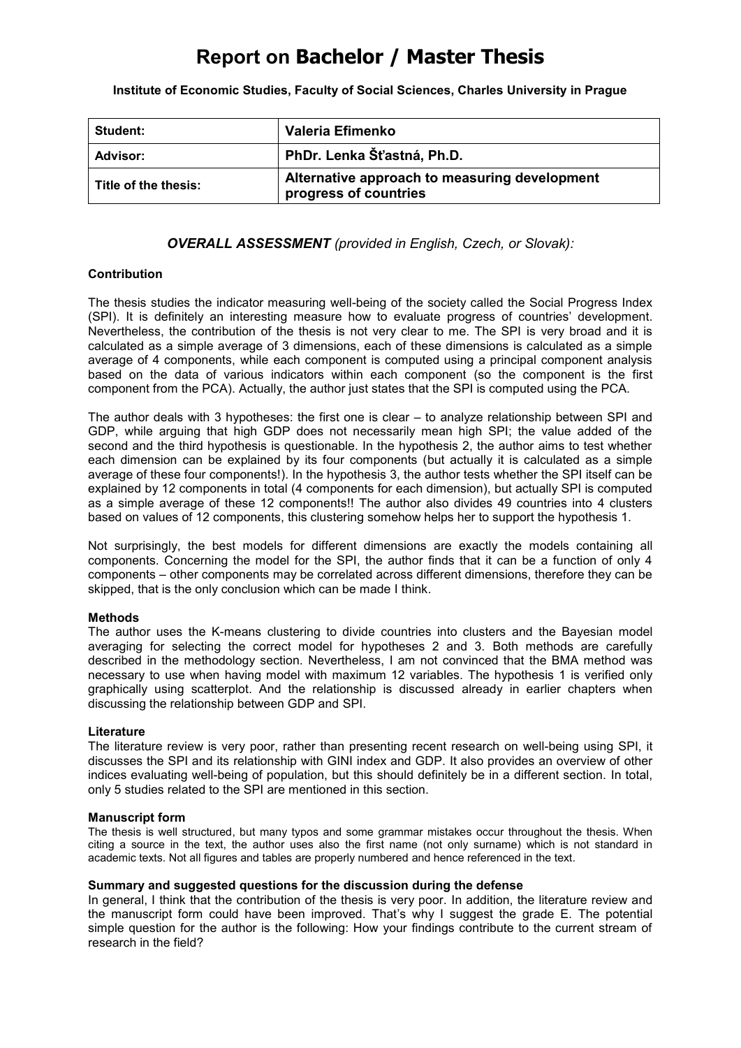# Report on Bachelor / Master Thesis

**Institute of Economic Studies, Faculty of Social Sciences, Charles University in Prague**

| **Student:** | **Valeria Efimenko** |
| --- | --- |
| **Advisor:** | **PhDr. Lenka Šťastná, Ph.D.** |
| **Title of the thesis:** | **Alternative approach to measuring development progress of countries** |

### *OVERALL ASSESSMENT* *(provided in English, Czech, or Slovak):*

**Contribution**

The thesis studies the indicator measuring well-being of the society called the Social Progress Index (SPI). It is definitely an interesting measure how to evaluate progress of countries' development. Nevertheless, the contribution of the thesis is not very clear to me. The SPI is very broad and it is calculated as a simple average of 3 dimensions, each of these dimensions is calculated as a simple average of 4 components, while each component is computed using a principal component analysis based on the data of various indicators within each component (so the component is the first component from the PCA). Actually, the author just states that the SPI is computed using the PCA.

The author deals with 3 hypotheses: the first one is clear – to analyze relationship between SPI and GDP, while arguing that high GDP does not necessarily mean high SPI; the value added of the second and the third hypothesis is questionable. In the hypothesis 2, the author aims to test whether each dimension can be explained by its four components (but actually it is calculated as a simple average of these four components!). In the hypothesis 3, the author tests whether the SPI itself can be explained by 12 components in total (4 components for each dimension), but actually SPI is computed as a simple average of these 12 components!! The author also divides 49 countries into 4 clusters based on values of 12 components, this clustering somehow helps her to support the hypothesis 1.

Not surprisingly, the best models for different dimensions are exactly the models containing all components. Concerning the model for the SPI, the author finds that it can be a function of only 4 components – other components may be correlated across different dimensions, therefore they can be skipped, that is the only conclusion which can be made I think.

**Methods**

The author uses the K-means clustering to divide countries into clusters and the Bayesian model averaging for selecting the correct model for hypotheses 2 and 3. Both methods are carefully described in the methodology section. Nevertheless, I am not convinced that the BMA method was necessary to use when having model with maximum 12 variables. The hypothesis 1 is verified only graphically using scatterplot. And the relationship is discussed already in earlier chapters when discussing the relationship between GDP and SPI.

**Literature**

The literature review is very poor, rather than presenting recent research on well-being using SPI, it discusses the SPI and its relationship with GINI index and GDP. It also provides an overview of other indices evaluating well-being of population, but this should definitely be in a different section. In total, only 5 studies related to the SPI are mentioned in this section.

**Manuscript form**

The thesis is well structured, but many typos and some grammar mistakes occur throughout the thesis. When citing a source in the text, the author uses also the first name (not only surname) which is not standard in academic texts. Not all figures and tables are properly numbered and hence referenced in the text.

**Summary and suggested questions for the discussion during the defense**

In general, I think that the contribution of the thesis is very poor. In addition, the literature review and the manuscript form could have been improved. That's why I suggest the grade E. The potential simple question for the author is the following: How your findings contribute to the current stream of research in the field?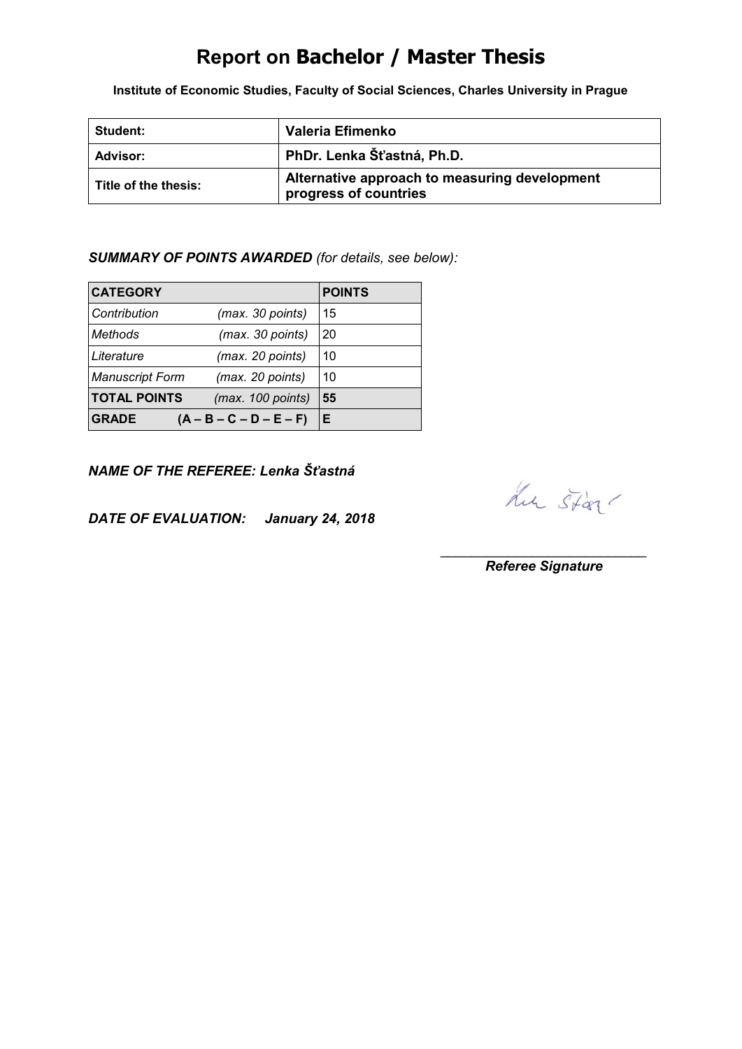# Report on **Bachelor / Master Thesis**

**Institute of Economic Studies, Faculty of Social Sciences, Charles University in Prague**

| | |
|---|---|
| **Student:** | **Valeria Efimenko** |
| **Advisor:** | **PhDr. Lenka Šťastná, Ph.D.** |
| **Title of the thesis:** | **Alternative approach to measuring development progress of countries** |

***SUMMARY OF POINTS AWARDED*** *(for details, see below):*

| **CATEGORY** | | **POINTS** |
|---|---|---|
| *Contribution* | *(max. 30 points)* | 15 |
| *Methods* | *(max. 30 points)* | 20 |
| *Literature* | *(max. 20 points)* | 10 |
| *Manuscript Form* | *(max. 20 points)* | 10 |
| **TOTAL POINTS** | *(max. 100 points)* | **55** |
| **GRADE** | **(A – B – C – D – E – F)** | **E** |

***NAME OF THE REFEREE: Lenka Šťastná***

***DATE OF EVALUATION: January 24, 2018***

***Referee Signature***